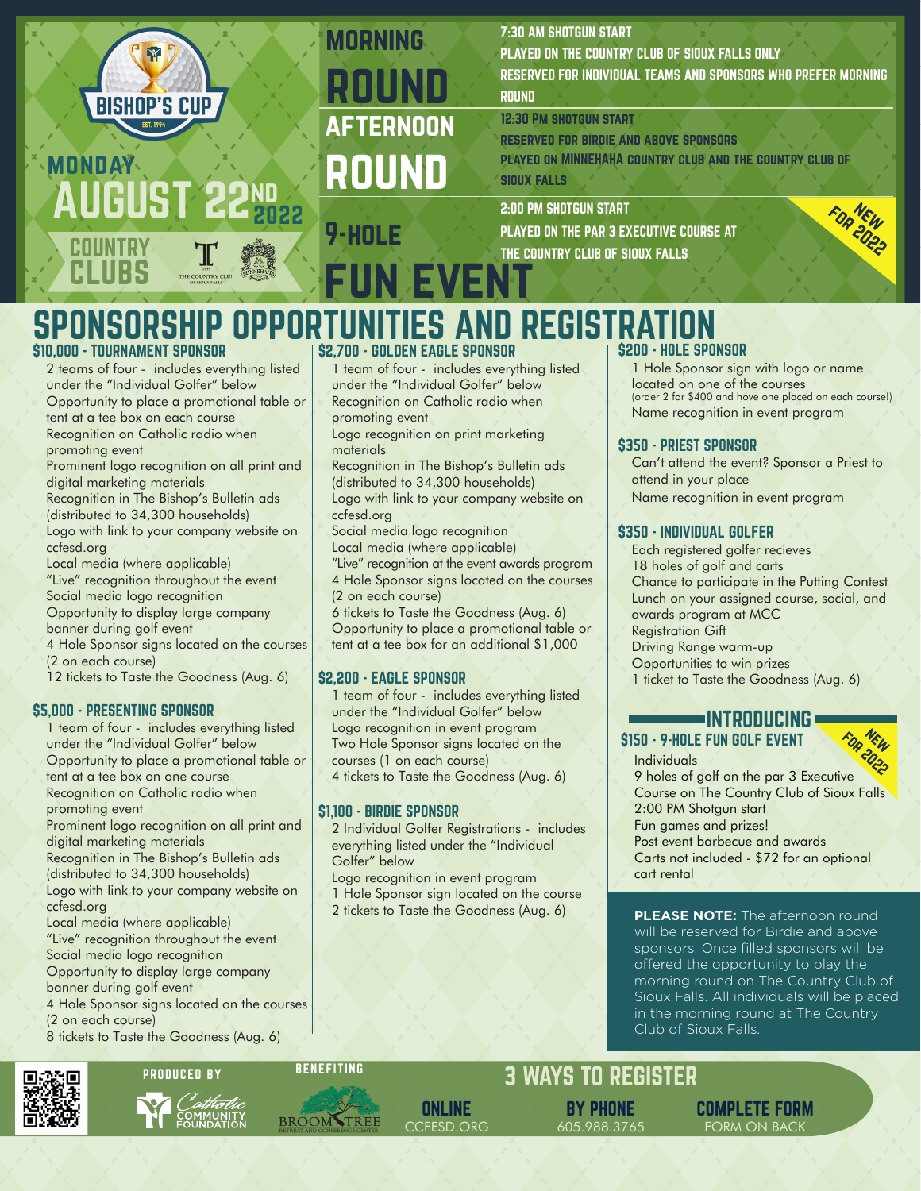BISHOP'S CUP
EST. 1994

MONDAY
# AUGUST 22ND 2022

COUNTRY CLUBS

THE COUNTRY CLUB OF SIOUX FALLS

MINNEHAHA

## MORNING ROUND

7:30 AM SHOTGUN START
PLAYED ON THE COUNTRY CLUB OF SIOUX FALLS ONLY
RESERVED FOR INDIVIDUAL TEAMS AND SPONSORS WHO PREFER MORNING ROUND

## AFTERNOON ROUND

12:30 PM SHOTGUN START
RESERVED FOR BIRDIE AND ABOVE SPONSORS
PLAYED ON MINNEHAHA COUNTRY CLUB AND THE COUNTRY CLUB OF SIOUX FALLS

## 9-HOLE FUN EVENT

2:00 PM SHOTGUN START
PLAYED ON THE PAR 3 EXECUTIVE COURSE AT THE COUNTRY CLUB OF SIOUX FALLS

NEW FOR 2022

# SPONSORSHIP OPPORTUNITIES AND REGISTRATION

### $10,000 - TOURNAMENT SPONSOR

- 2 teams of four - includes everything listed under the "Individual Golfer" below
- Opportunity to place a promotional table or tent at a tee box on each course
- Recognition on Catholic radio when promoting event
- Prominent logo recognition on all print and digital marketing materials
- Recognition in The Bishop's Bulletin ads (distributed to 34,300 households)
- Logo with link to your company website on ccfesd.org
- Local media (where applicable)
- "Live" recognition throughout the event
- Social media logo recognition
- Opportunity to display large company banner during golf event
- 4 Hole Sponsor signs located on the courses (2 on each course)
- 12 tickets to Taste the Goodness (Aug. 6)

### $5,000 - PRESENTING SPONSOR

- 1 team of four - includes everything listed under the "Individual Golfer" below
- Opportunity to place a promotional table or tent at a tee box on one course
- Recognition on Catholic radio when promoting event
- Prominent logo recognition on all print and digital marketing materials
- Recognition in The Bishop's Bulletin ads (distributed to 34,300 households)
- Logo with link to your company website on ccfesd.org
- Local media (where applicable)
- "Live" recognition throughout the event
- Social media logo recognition
- Opportunity to display large company banner during golf event
- 4 Hole Sponsor signs located on the courses (2 on each course)
- 8 tickets to Taste the Goodness (Aug. 6)

### $2,700 - GOLDEN EAGLE SPONSOR

- 1 team of four - includes everything listed under the "Individual Golfer" below
- Recognition on Catholic radio when promoting event
- Logo recognition on print marketing materials
- Recognition in The Bishop's Bulletin ads (distributed to 34,300 households)
- Logo with link to your company website on ccfesd.org
- Social media logo recognition
- Local media (where applicable)
- "Live" recognition at the event awards program
- 4 Hole Sponsor signs located on the courses (2 on each course)
- 6 tickets to Taste the Goodness (Aug. 6)
- Opportunity to place a promotional table or tent at a tee box for an additional $1,000

### $2,200 - EAGLE SPONSOR

- 1 team of four - includes everything listed under the "Individual Golfer" below
- Logo recognition in event program
- Two Hole Sponsor signs located on the courses (1 on each course)
- 4 tickets to Taste the Goodness (Aug. 6)

### $1,100 - BIRDIE SPONSOR

- 2 Individual Golfer Registrations - includes everything listed under the "Individual Golfer" below
- Logo recognition in event program
- 1 Hole Sponsor sign located on the course
- 2 tickets to Taste the Goodness (Aug. 6)

### $200 - HOLE SPONSOR

- 1 Hole Sponsor sign with logo or name located on one of the courses (order 2 for $400 and have one placed on each course!)
- Name recognition in event program

### $350 - PRIEST SPONSOR

- Can't attend the event? Sponsor a Priest to attend in your place
- Name recognition in event program

### $350 - INDIVIDUAL GOLFER

Each registered golfer recieves

- 18 holes of golf and carts
- Chance to participate in the Putting Contest
- Lunch on your assigned course, social, and awards program at MCC
- Registration Gift
- Driving Range warm-up
- Opportunities to win prizes
- 1 ticket to Taste the Goodness (Aug. 6)

### INTRODUCING
### $150 - 9-HOLE FUN GOLF EVENT

NEW FOR 2022

- Individuals
- 9 holes of golf on the par 3 Executive Course on The Country Club of Sioux Falls
- 2:00 PM Shotgun start
- Fun games and prizes!
- Post event barbecue and awards
- Carts not included - $72 for an optional cart rental

**PLEASE NOTE:** The afternoon round will be reserved for Birdie and above sponsors. Once filled sponsors will be offered the opportunity to play the morning round on The Country Club of Sioux Falls. All individuals will be placed in the morning round at The Country Club of Sioux Falls.

PRODUCED BY
Catholic Community Foundation

BENEFITING
Broom Tree Retreat and Conference Center

## 3 WAYS TO REGISTER

**ONLINE**
CCFESD.ORG

**BY PHONE**
605.988.3765

**COMPLETE FORM**
FORM ON BACK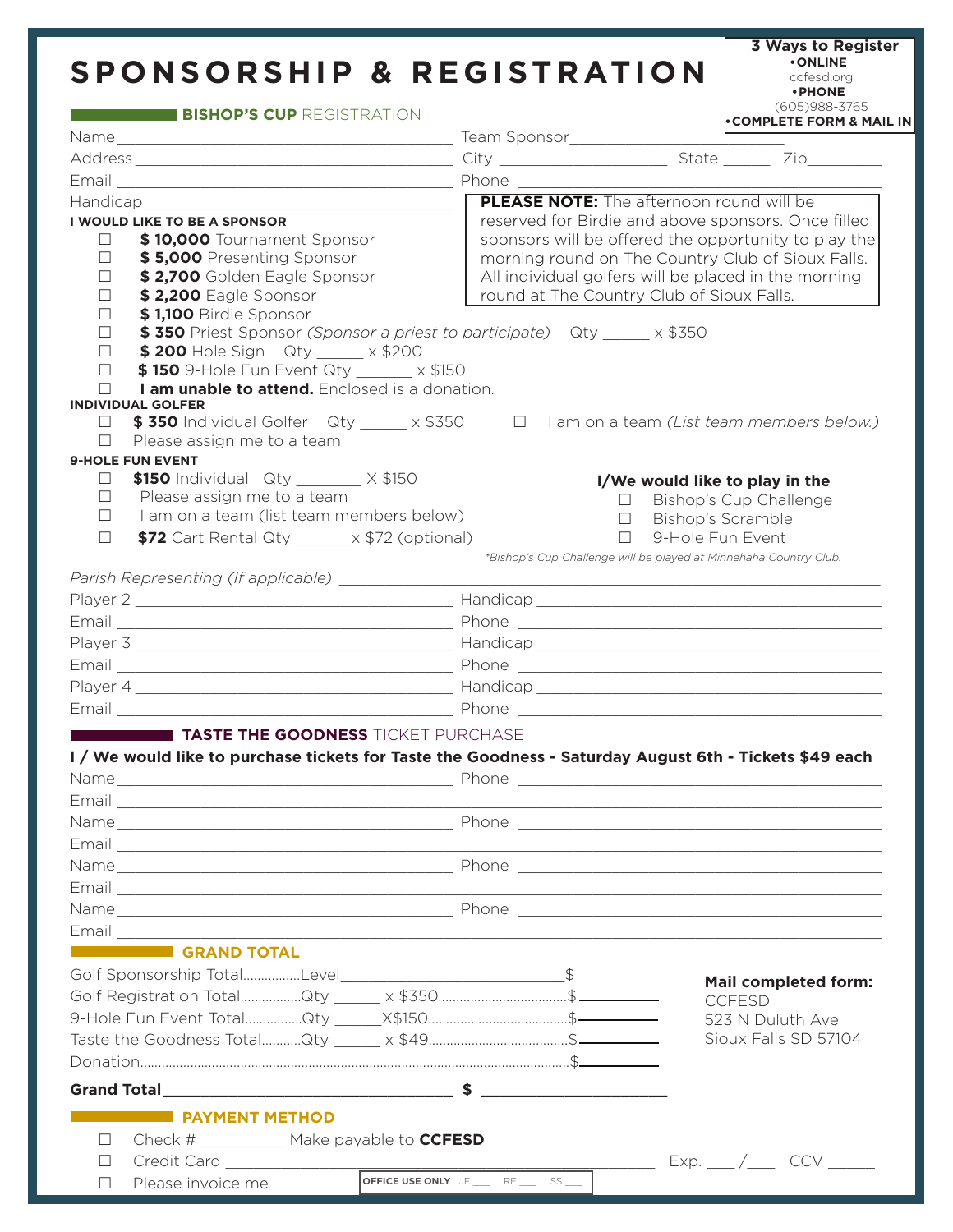# SPONSORSHIP & REGISTRATION

**3 Ways to Register**
- **ONLINE** ccfesd.org
- **PHONE** (605)988-3765
- **COMPLETE FORM & MAIL IN**

## BISHOP'S CUP REGISTRATION

Name\_\_\_\_\_\_\_\_\_\_\_\_\_\_\_\_\_\_\_\_ Team Sponsor\_\_\_\_\_\_\_\_\_\_\_\_\_\_\_\_\_\_\_\_

Address\_\_\_\_\_\_\_\_\_\_\_\_\_\_\_\_\_\_\_\_ City \_\_\_\_\_\_\_\_\_\_ State \_\_\_\_\_\_ Zip\_\_\_\_\_\_\_\_

Email \_\_\_\_\_\_\_\_\_\_\_\_\_\_\_\_\_\_\_\_ Phone \_\_\_\_\_\_\_\_\_\_\_\_\_\_\_\_\_\_\_\_

Handicap\_\_\_\_\_\_\_\_\_\_\_\_\_\_\_\_\_\_\_\_

**PLEASE NOTE:** The afternoon round will be reserved for Birdie and above sponsors. Once filled sponsors will be offered the opportunity to play the morning round on The Country Club of Sioux Falls. All individual golfers will be placed in the morning round at The Country Club of Sioux Falls.

**I WOULD LIKE TO BE A SPONSOR**

- ☐ **$ 10,000** Tournament Sponsor
- ☐ **$ 5,000** Presenting Sponsor
- ☐ **$ 2,700** Golden Eagle Sponsor
- ☐ **$ 2,200** Eagle Sponsor
- ☐ **$ 1,100** Birdie Sponsor
- ☐ **$ 350** Priest Sponsor *(Sponsor a priest to participate)* Qty \_\_\_\_\_ x $350
- ☐ **$ 200** Hole Sign Qty \_\_\_\_\_ x $200
- ☐ **$ 150** 9-Hole Fun Event Qty \_\_\_\_\_\_ x $150
- ☐ **I am unable to attend.** Enclosed is a donation.

**INDIVIDUAL GOLFER**

- ☐ **$ 350** Individual Golfer Qty \_\_\_\_\_ x $350
- ☐ I am on a team *(List team members below.)*
- ☐ Please assign me to a team

**9-HOLE FUN EVENT**

- ☐ **$150** Individual Qty \_\_\_\_\_\_\_ X $150
- ☐ Please assign me to a team
- ☐ I am on a team (list team members below)
- ☐ **$72** Cart Rental Qty \_\_\_\_\_\_x $72 (optional)

**I/We would like to play in the**

- ☐ Bishop's Cup Challenge
- ☐ Bishop's Scramble
- ☐ 9-Hole Fun Event

*\*Bishop's Cup Challenge will be played at Minnehaha Country Club.*

*Parish Representing (If applicable)* \_\_\_\_\_\_\_\_\_\_\_\_\_\_\_\_\_\_\_\_

Player 2 \_\_\_\_\_\_\_\_\_\_\_\_\_\_\_\_\_\_\_\_ Handicap \_\_\_\_\_\_\_\_\_\_\_\_\_\_\_\_\_\_\_\_

Email \_\_\_\_\_\_\_\_\_\_\_\_\_\_\_\_\_\_\_\_ Phone \_\_\_\_\_\_\_\_\_\_\_\_\_\_\_\_\_\_\_\_

Player 3 \_\_\_\_\_\_\_\_\_\_\_\_\_\_\_\_\_\_\_\_ Handicap \_\_\_\_\_\_\_\_\_\_\_\_\_\_\_\_\_\_\_\_

Email \_\_\_\_\_\_\_\_\_\_\_\_\_\_\_\_\_\_\_\_ Phone \_\_\_\_\_\_\_\_\_\_\_\_\_\_\_\_\_\_\_\_

Player 4 \_\_\_\_\_\_\_\_\_\_\_\_\_\_\_\_\_\_\_\_ Handicap \_\_\_\_\_\_\_\_\_\_\_\_\_\_\_\_\_\_\_\_

Email \_\_\_\_\_\_\_\_\_\_\_\_\_\_\_\_\_\_\_\_ Phone \_\_\_\_\_\_\_\_\_\_\_\_\_\_\_\_\_\_\_\_

## TASTE THE GOODNESS TICKET PURCHASE

**I / We would like to purchase tickets for Taste the Goodness - Saturday August 6th - Tickets $49 each**

Name\_\_\_\_\_\_\_\_\_\_\_\_\_\_\_\_\_\_\_\_ Phone \_\_\_\_\_\_\_\_\_\_\_\_\_\_\_\_\_\_\_\_

Email \_\_\_\_\_\_\_\_\_\_\_\_\_\_\_\_\_\_\_\_

Name\_\_\_\_\_\_\_\_\_\_\_\_\_\_\_\_\_\_\_\_ Phone \_\_\_\_\_\_\_\_\_\_\_\_\_\_\_\_\_\_\_\_

Email \_\_\_\_\_\_\_\_\_\_\_\_\_\_\_\_\_\_\_\_

Name\_\_\_\_\_\_\_\_\_\_\_\_\_\_\_\_\_\_\_\_ Phone \_\_\_\_\_\_\_\_\_\_\_\_\_\_\_\_\_\_\_\_

Email \_\_\_\_\_\_\_\_\_\_\_\_\_\_\_\_\_\_\_\_

Name\_\_\_\_\_\_\_\_\_\_\_\_\_\_\_\_\_\_\_\_ Phone \_\_\_\_\_\_\_\_\_\_\_\_\_\_\_\_\_\_\_\_

Email \_\_\_\_\_\_\_\_\_\_\_\_\_\_\_\_\_\_\_\_

## GRAND TOTAL

Golf Sponsorship Total................Level\_\_\_\_\_\_\_\_\_\_\_\_\_\_\_\_\_\_\_\_$ \_\_\_\_\_\_\_\_\_\_

Golf Registration Total.................Qty \_\_\_\_\_\_ x $350...................................$\_\_\_\_\_\_\_\_\_\_

9-Hole Fun Event Total................Qty \_\_\_\_\_\_X$150......................................$\_\_\_\_\_\_\_\_\_\_

Taste the Goodness Total...........Qty \_\_\_\_\_\_ x $49......................................$\_\_\_\_\_\_\_\_\_\_

Donation.......................................................................................................$\_\_\_\_\_\_\_\_\_\_

**Grand Total**\_\_\_\_\_\_\_\_\_\_\_\_\_\_\_\_\_\_\_\_ **$** \_\_\_\_\_\_\_\_\_\_\_\_\_\_\_\_\_\_\_\_

**Mail completed form:**
CCFESD
523 N Duluth Ave
Sioux Falls SD 57104

## PAYMENT METHOD

- ☐ Check # \_\_\_\_\_\_\_\_\_\_ Make payable to **CCFESD**
- ☐ Credit Card \_\_\_\_\_\_\_\_\_\_\_\_\_\_\_\_\_\_\_\_ Exp. \_\_\_ /\_\_\_ CCV \_\_\_\_\_
- ☐ Please invoice me

**OFFICE USE ONLY** JF \_\_\_ RE \_\_\_ SS \_\_\_